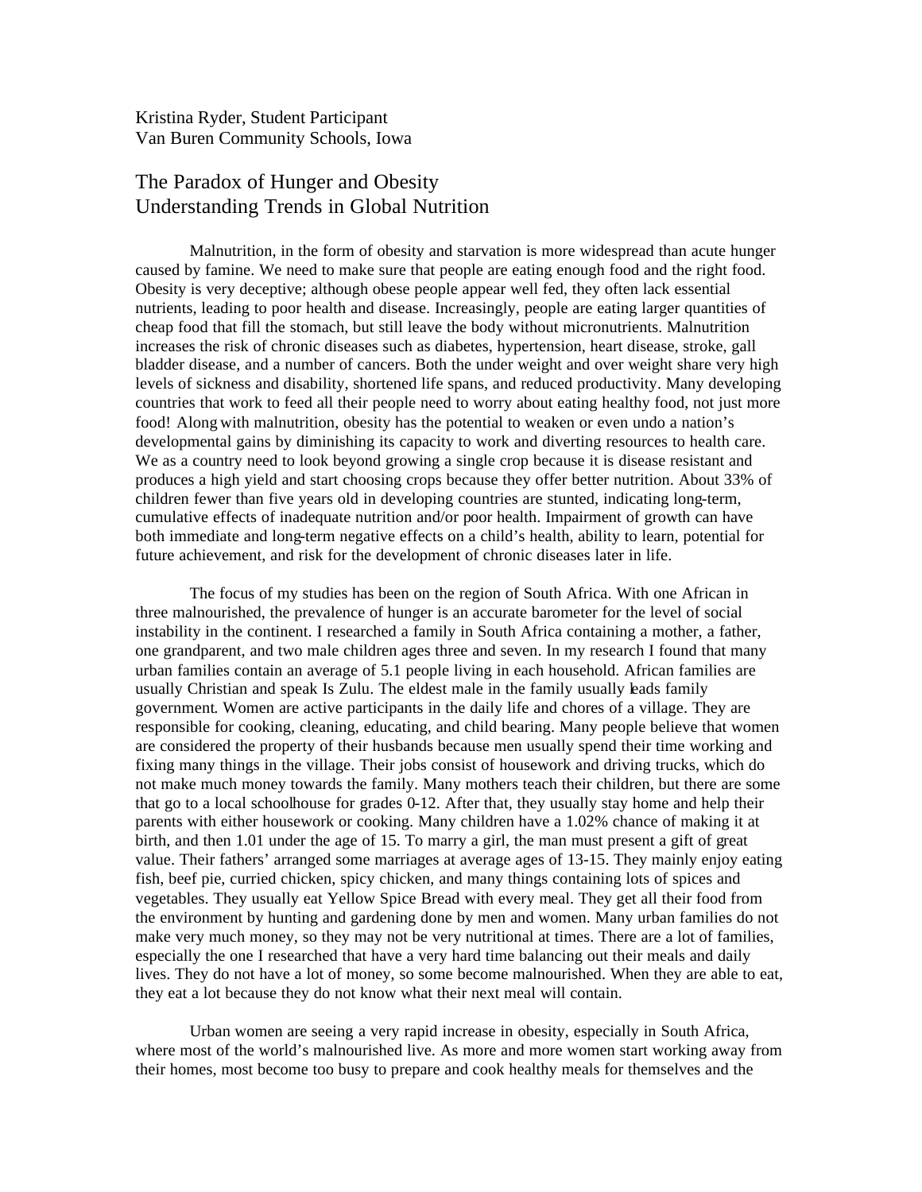Kristina Ryder, Student Participant
Van Buren Community Schools, Iowa

# The Paradox of Hunger and Obesity
## Understanding Trends in Global Nutrition

Malnutrition, in the form of obesity and starvation is more widespread than acute hunger caused by famine. We need to make sure that people are eating enough food and the right food. Obesity is very deceptive; although obese people appear well fed, they often lack essential nutrients, leading to poor health and disease. Increasingly, people are eating larger quantities of cheap food that fill the stomach, but still leave the body without micronutrients. Malnutrition increases the risk of chronic diseases such as diabetes, hypertension, heart disease, stroke, gall bladder disease, and a number of cancers. Both the under weight and over weight share very high levels of sickness and disability, shortened life spans, and reduced productivity. Many developing countries that work to feed all their people need to worry about eating healthy food, not just more food! Along with malnutrition, obesity has the potential to weaken or even undo a nation's developmental gains by diminishing its capacity to work and diverting resources to health care. We as a country need to look beyond growing a single crop because it is disease resistant and produces a high yield and start choosing crops because they offer better nutrition. About 33% of children fewer than five years old in developing countries are stunted, indicating long-term, cumulative effects of inadequate nutrition and/or poor health. Impairment of growth can have both immediate and long-term negative effects on a child's health, ability to learn, potential for future achievement, and risk for the development of chronic diseases later in life.

The focus of my studies has been on the region of South Africa. With one African in three malnourished, the prevalence of hunger is an accurate barometer for the level of social instability in the continent. I researched a family in South Africa containing a mother, a father, one grandparent, and two male children ages three and seven. In my research I found that many urban families contain an average of 5.1 people living in each household. African families are usually Christian and speak Is Zulu. The eldest male in the family usually leads family government. Women are active participants in the daily life and chores of a village. They are responsible for cooking, cleaning, educating, and child bearing. Many people believe that women are considered the property of their husbands because men usually spend their time working and fixing many things in the village. Their jobs consist of housework and driving trucks, which do not make much money towards the family. Many mothers teach their children, but there are some that go to a local schoolhouse for grades 0-12. After that, they usually stay home and help their parents with either housework or cooking. Many children have a 1.02% chance of making it at birth, and then 1.01 under the age of 15. To marry a girl, the man must present a gift of great value. Their fathers' arranged some marriages at average ages of 13-15. They mainly enjoy eating fish, beef pie, curried chicken, spicy chicken, and many things containing lots of spices and vegetables. They usually eat Yellow Spice Bread with every meal. They get all their food from the environment by hunting and gardening done by men and women. Many urban families do not make very much money, so they may not be very nutritional at times. There are a lot of families, especially the one I researched that have a very hard time balancing out their meals and daily lives. They do not have a lot of money, so some become malnourished. When they are able to eat, they eat a lot because they do not know what their next meal will contain.

Urban women are seeing a very rapid increase in obesity, especially in South Africa, where most of the world's malnourished live. As more and more women start working away from their homes, most become too busy to prepare and cook healthy meals for themselves and the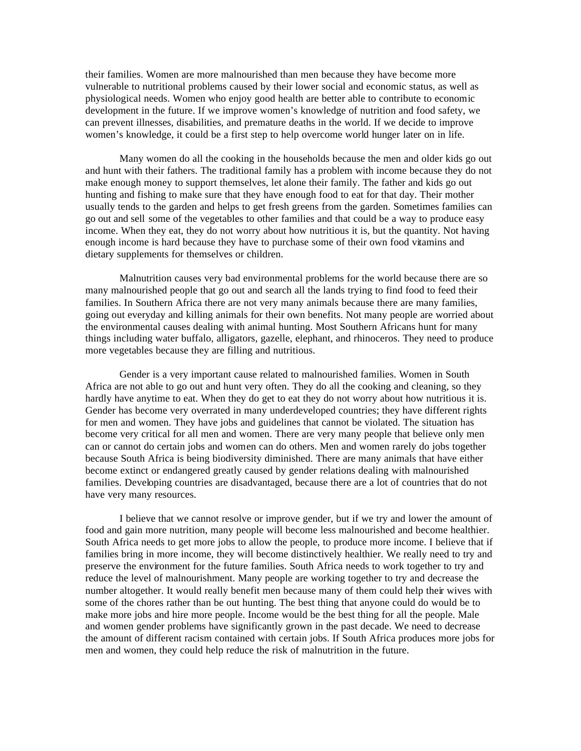their families. Women are more malnourished than men because they have become more vulnerable to nutritional problems caused by their lower social and economic status, as well as physiological needs. Women who enjoy good health are better able to contribute to economic development in the future. If we improve women's knowledge of nutrition and food safety, we can prevent illnesses, disabilities, and premature deaths in the world. If we decide to improve women's knowledge, it could be a first step to help overcome world hunger later on in life.

Many women do all the cooking in the households because the men and older kids go out and hunt with their fathers. The traditional family has a problem with income because they do not make enough money to support themselves, let alone their family. The father and kids go out hunting and fishing to make sure that they have enough food to eat for that day. Their mother usually tends to the garden and helps to get fresh greens from the garden. Sometimes families can go out and sell some of the vegetables to other families and that could be a way to produce easy income. When they eat, they do not worry about how nutritious it is, but the quantity. Not having enough income is hard because they have to purchase some of their own food vitamins and dietary supplements for themselves or children.

Malnutrition causes very bad environmental problems for the world because there are so many malnourished people that go out and search all the lands trying to find food to feed their families. In Southern Africa there are not very many animals because there are many families, going out everyday and killing animals for their own benefits. Not many people are worried about the environmental causes dealing with animal hunting. Most Southern Africans hunt for many things including water buffalo, alligators, gazelle, elephant, and rhinoceros. They need to produce more vegetables because they are filling and nutritious.

Gender is a very important cause related to malnourished families. Women in South Africa are not able to go out and hunt very often. They do all the cooking and cleaning, so they hardly have anytime to eat. When they do get to eat they do not worry about how nutritious it is. Gender has become very overrated in many underdeveloped countries; they have different rights for men and women. They have jobs and guidelines that cannot be violated. The situation has become very critical for all men and women. There are very many people that believe only men can or cannot do certain jobs and women can do others. Men and women rarely do jobs together because South Africa is being biodiversity diminished. There are many animals that have either become extinct or endangered greatly caused by gender relations dealing with malnourished families. Developing countries are disadvantaged, because there are a lot of countries that do not have very many resources.

I believe that we cannot resolve or improve gender, but if we try and lower the amount of food and gain more nutrition, many people will become less malnourished and become healthier. South Africa needs to get more jobs to allow the people, to produce more income. I believe that if families bring in more income, they will become distinctively healthier. We really need to try and preserve the environment for the future families. South Africa needs to work together to try and reduce the level of malnourishment. Many people are working together to try and decrease the number altogether. It would really benefit men because many of them could help their wives with some of the chores rather than be out hunting. The best thing that anyone could do would be to make more jobs and hire more people. Income would be the best thing for all the people. Male and women gender problems have significantly grown in the past decade. We need to decrease the amount of different racism contained with certain jobs. If South Africa produces more jobs for men and women, they could help reduce the risk of malnutrition in the future.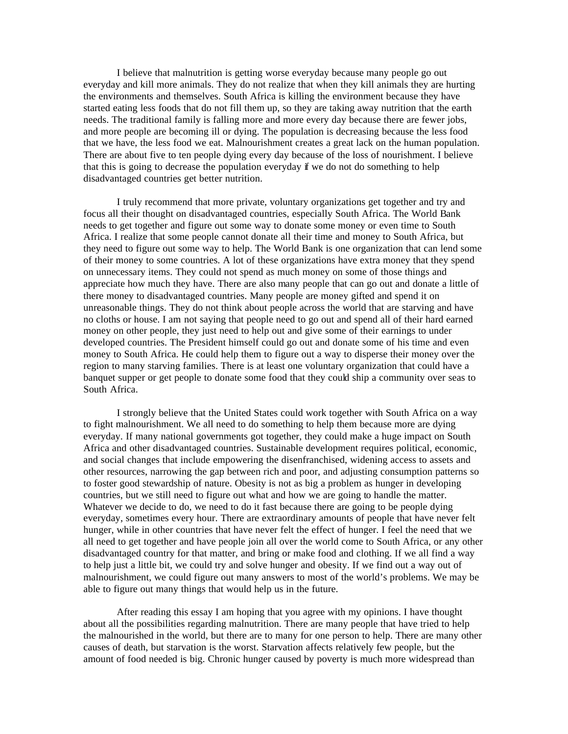I believe that malnutrition is getting worse everyday because many people go out everyday and kill more animals. They do not realize that when they kill animals they are hurting the environments and themselves. South Africa is killing the environment because they have started eating less foods that do not fill them up, so they are taking away nutrition that the earth needs. The traditional family is falling more and more every day because there are fewer jobs, and more people are becoming ill or dying. The population is decreasing because the less food that we have, the less food we eat. Malnourishment creates a great lack on the human population. There are about five to ten people dying every day because of the loss of nourishment. I believe that this is going to decrease the population everyday if we do not do something to help disadvantaged countries get better nutrition.

I truly recommend that more private, voluntary organizations get together and try and focus all their thought on disadvantaged countries, especially South Africa. The World Bank needs to get together and figure out some way to donate some money or even time to South Africa. I realize that some people cannot donate all their time and money to South Africa, but they need to figure out some way to help. The World Bank is one organization that can lend some of their money to some countries. A lot of these organizations have extra money that they spend on unnecessary items. They could not spend as much money on some of those things and appreciate how much they have. There are also many people that can go out and donate a little of there money to disadvantaged countries. Many people are money gifted and spend it on unreasonable things. They do not think about people across the world that are starving and have no cloths or house. I am not saying that people need to go out and spend all of their hard earned money on other people, they just need to help out and give some of their earnings to under developed countries. The President himself could go out and donate some of his time and even money to South Africa. He could help them to figure out a way to disperse their money over the region to many starving families. There is at least one voluntary organization that could have a banquet supper or get people to donate some food that they could ship a community over seas to South Africa.

I strongly believe that the United States could work together with South Africa on a way to fight malnourishment. We all need to do something to help them because more are dying everyday. If many national governments got together, they could make a huge impact on South Africa and other disadvantaged countries. Sustainable development requires political, economic, and social changes that include empowering the disenfranchised, widening access to assets and other resources, narrowing the gap between rich and poor, and adjusting consumption patterns so to foster good stewardship of nature. Obesity is not as big a problem as hunger in developing countries, but we still need to figure out what and how we are going to handle the matter. Whatever we decide to do, we need to do it fast because there are going to be people dying everyday, sometimes every hour. There are extraordinary amounts of people that have never felt hunger, while in other countries that have never felt the effect of hunger. I feel the need that we all need to get together and have people join all over the world come to South Africa, or any other disadvantaged country for that matter, and bring or make food and clothing. If we all find a way to help just a little bit, we could try and solve hunger and obesity. If we find out a way out of malnourishment, we could figure out many answers to most of the world's problems. We may be able to figure out many things that would help us in the future.

After reading this essay I am hoping that you agree with my opinions. I have thought about all the possibilities regarding malnutrition. There are many people that have tried to help the malnourished in the world, but there are to many for one person to help. There are many other causes of death, but starvation is the worst. Starvation affects relatively few people, but the amount of food needed is big. Chronic hunger caused by poverty is much more widespread than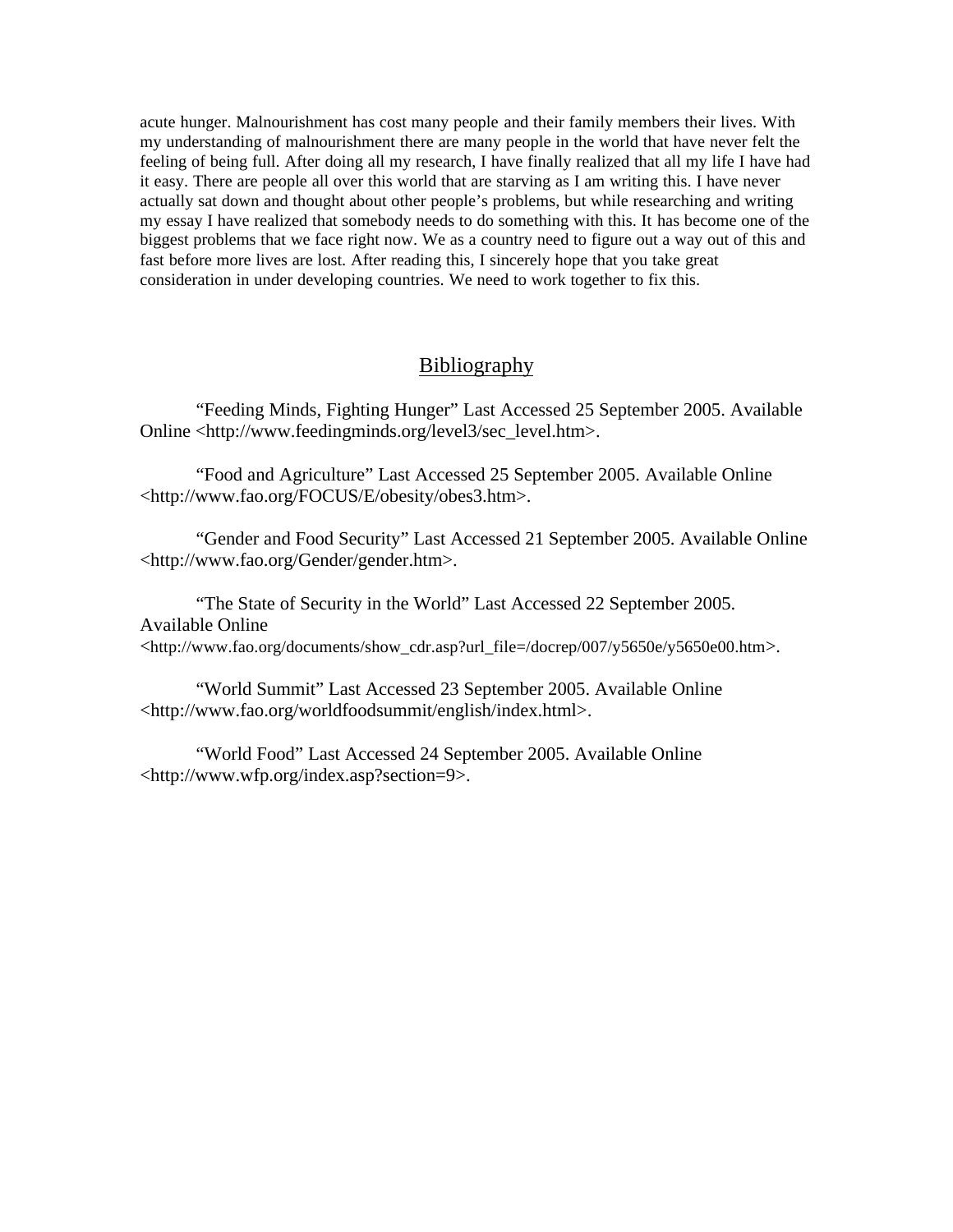acute hunger. Malnourishment has cost many people and their family members their lives. With my understanding of malnourishment there are many people in the world that have never felt the feeling of being full. After doing all my research, I have finally realized that all my life I have had it easy. There are people all over this world that are starving as I am writing this. I have never actually sat down and thought about other people's problems, but while researching and writing my essay I have realized that somebody needs to do something with this. It has become one of the biggest problems that we face right now. We as a country need to figure out a way out of this and fast before more lives are lost. After reading this, I sincerely hope that you take great consideration in under developing countries. We need to work together to fix this.

## Bibliography

"Feeding Minds, Fighting Hunger" Last Accessed 25 September 2005. Available Online <http://www.feedingminds.org/level3/sec_level.htm>.

"Food and Agriculture" Last Accessed 25 September 2005. Available Online <http://www.fao.org/FOCUS/E/obesity/obes3.htm>.

"Gender and Food Security" Last Accessed 21 September 2005. Available Online <http://www.fao.org/Gender/gender.htm>.

"The State of Security in the World" Last Accessed 22 September 2005. Available Online <http://www.fao.org/documents/show_cdr.asp?url_file=/docrep/007/y5650e/y5650e00.htm>.

"World Summit" Last Accessed 23 September 2005. Available Online <http://www.fao.org/worldfoodsummit/english/index.html>.

"World Food" Last Accessed 24 September 2005. Available Online <http://www.wfp.org/index.asp?section=9>.